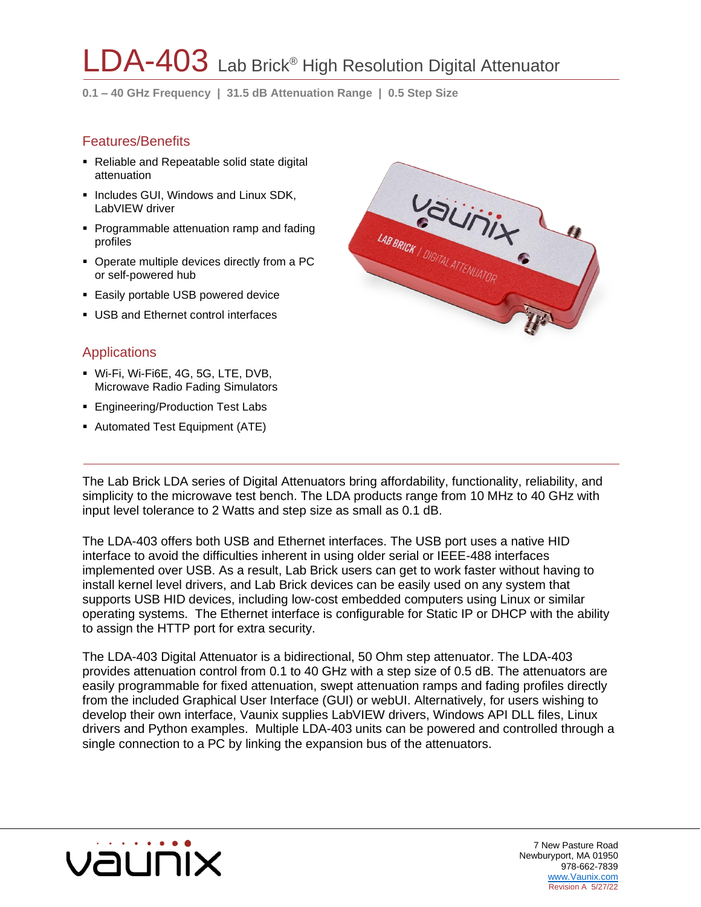# LDA-403 Lab Brick® High Resolution Digital Attenuator

**0.1 – 40 GHz Frequency | 31.5 dB Attenuation Range | 0.5 Step Size**

## Features/Benefits

- Reliable and Repeatable solid state digital attenuation
- Includes GUI, Windows and Linux SDK, LabVIEW driver
- Programmable attenuation ramp and fading profiles
- Operate multiple devices directly from a PC or self-powered hub
- Easily portable USB powered device
- USB and Ethernet control interfaces

## Applications

- Wi-Fi, Wi-Fi6E, 4G, 5G, LTE, DVB, Microwave Radio Fading Simulators
- Engineering/Production Test Labs
- Automated Test Equipment (ATE)

---

The Lab Brick LDA series of Digital Attenuators bring affordability, functionality, reliability, and simplicity to the microwave test bench. The LDA products range from 10 MHz to 40 GHz with input level tolerance to 2 Watts and step size as small as 0.1 dB.

The LDA-403 offers both USB and Ethernet interfaces. The USB port uses a native HID interface to avoid the difficulties inherent in using older serial or IEEE-488 interfaces implemented over USB. As a result, Lab Brick users can get to work faster without having to install kernel level drivers, and Lab Brick devices can be easily used on any system that supports USB HID devices, including low-cost embedded computers using Linux or similar operating systems. The Ethernet interface is configurable for Static IP or DHCP with the ability to assign the HTTP port for extra security.

The LDA-403 Digital Attenuator is a bidirectional, 50 Ohm step attenuator. The LDA-403 provides attenuation control from 0.1 to 40 GHz with a step size of 0.5 dB. The attenuators are easily programmable for fixed attenuation, swept attenuation ramps and fading profiles directly from the included Graphical User Interface (GUI) or webUI. Alternatively, for users wishing to develop their own interface, Vaunix supplies LabVIEW drivers, Windows API DLL files, Linux drivers and Python examples. Multiple LDA-403 units can be powered and controlled through a single connection to a PC by linking the expansion bus of the attenuators.

vaunix

7 New Pasture Road
Newburyport, MA 01950
978-662-7839
www.Vaunix.com
Revision A 5/27/22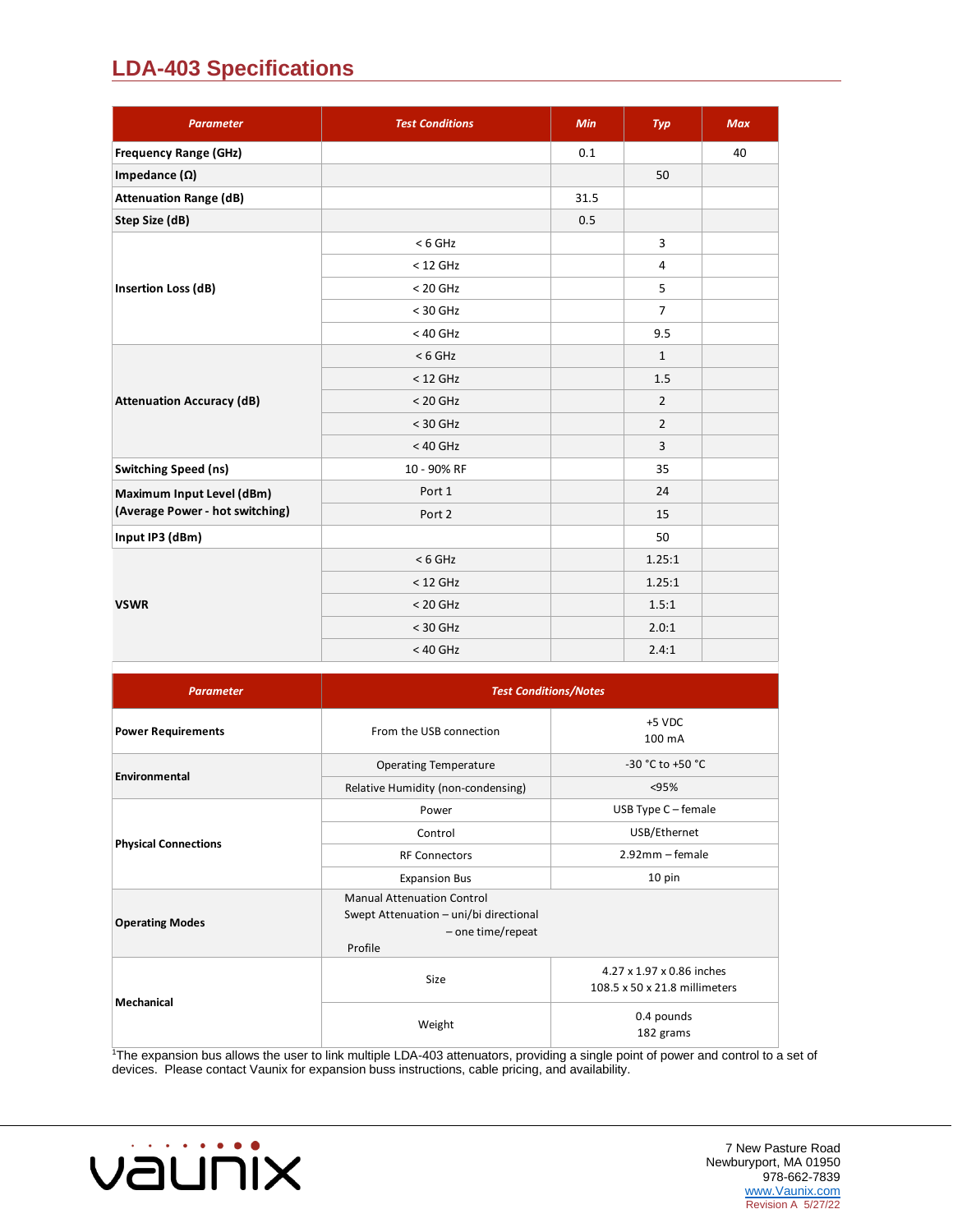## LDA-403 Specifications

| *Parameter* | *Test Conditions* | *Min* | *Typ* | *Max* |
|---|---|---|---|---|
| **Frequency Range (GHz)** | | 0.1 | | 40 |
| **Impedance (Ω)** | | | 50 | |
| **Attenuation Range (dB)** | | 31.5 | | |
| **Step Size (dB)** | | 0.5 | | |
| **Insertion Loss (dB)** | < 6 GHz | | 3 | |
| | < 12 GHz | | 4 | |
| | < 20 GHz | | 5 | |
| | < 30 GHz | | 7 | |
| | < 40 GHz | | 9.5 | |
| **Attenuation Accuracy (dB)** | < 6 GHz | | 1 | |
| | < 12 GHz | | 1.5 | |
| | < 20 GHz | | 2 | |
| | < 30 GHz | | 2 | |
| | < 40 GHz | | 3 | |
| **Switching Speed (ns)** | 10 - 90% RF | | 35 | |
| **Maximum Input Level (dBm) (Average Power - hot switching)** | Port 1 | | 24 | |
| | Port 2 | | 15 | |
| **Input IP3 (dBm)** | | | 50 | |
| **VSWR** | < 6 GHz | | 1.25:1 | |
| | < 12 GHz | | 1.25:1 | |
| | < 20 GHz | | 1.5:1 | |
| | < 30 GHz | | 2.0:1 | |
| | < 40 GHz | | 2.4:1 | |

| *Parameter* | *Test Conditions/Notes* | |
|---|---|---|
| **Power Requirements** | From the USB connection | +5 VDC<br>100 mA |
| **Environmental** | Operating Temperature | -30 °C to +50 °C |
| | Relative Humidity (non-condensing) | <95% |
| **Physical Connections** | Power | USB Type C – female |
| | Control | USB/Ethernet |
| | RF Connectors | 2.92mm – female |
| | Expansion Bus | 10 pin |
| **Operating Modes** | Manual Attenuation Control<br>Swept Attenuation – uni/bi directional<br>– one time/repeat<br>Profile | |
| **Mechanical** | Size | 4.27 x 1.97 x 0.86 inches<br>108.5 x 50 x 21.8 millimeters |
| | Weight | 0.4 pounds<br>182 grams |

[1]The expansion bus allows the user to link multiple LDA-403 attenuators, providing a single point of power and control to a set of devices. Please contact Vaunix for expansion buss instructions, cable pricing, and availability.

vaunix

7 New Pasture Road
Newburyport, MA 01950
978-662-7839
www.Vaunix.com
Revision A 5/27/22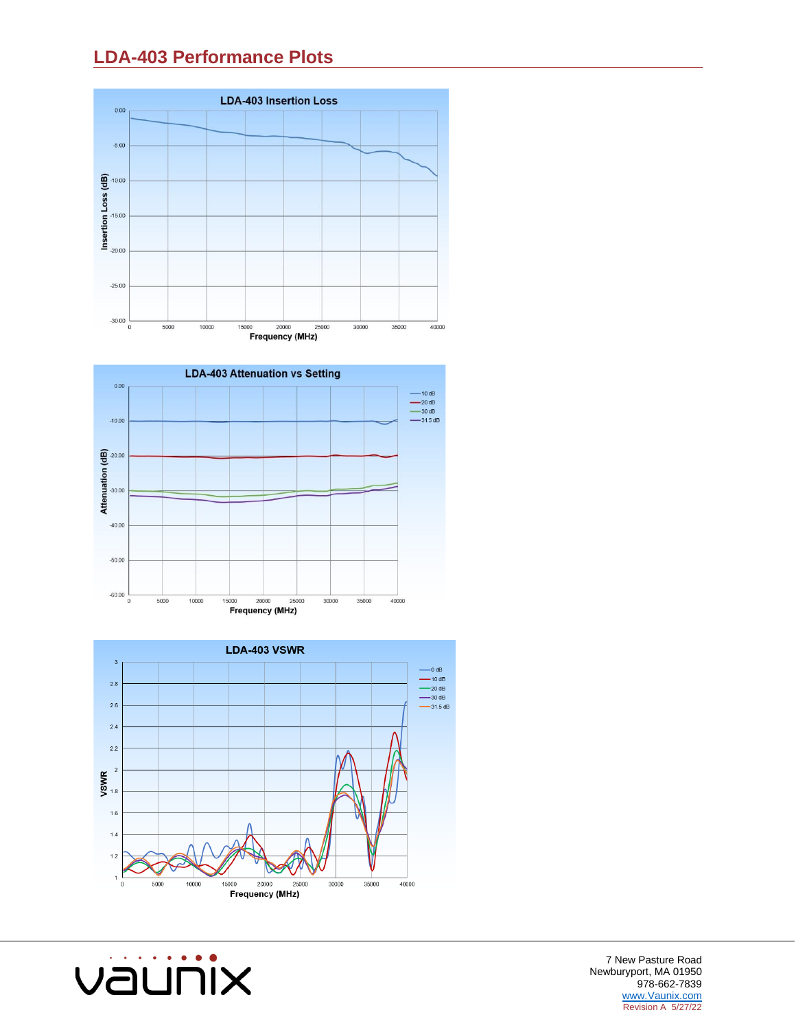## LDA-403 Performance Plots

LDA-403 Insertion Loss

Insertion Loss (dB)

0.00
-5.00
-10.00
-15.00
-20.00
-25.00
-30.00

0
5000
10000
15000
20000
25000
30000
35000
40000

Frequency (MHz)

LDA-403 Attenuation vs Setting

Attenuation (dB)

0.00
-10.00
-20.00
-30.00
-40.00
-50.00
-60.00

0
5000
10000
15000
20000
25000
30000
35000
40000

Frequency (MHz)

10 dB
20 dB
30 dB
31.5 dB

LDA-403 VSWR

VSWR

3
2.8
2.6
2.4
2.2
2
1.8
1.6
1.4
1.2
1

0
5000
10000
15000
20000
25000
30000
35000
40000

Frequency (MHz)

0 dB
10 dB
20 dB
30 dB
31.5 dB

vaunix

7 New Pasture Road
Newburyport, MA 01950
978-662-7839
www.Vaunix.com
Revision A 5/27/22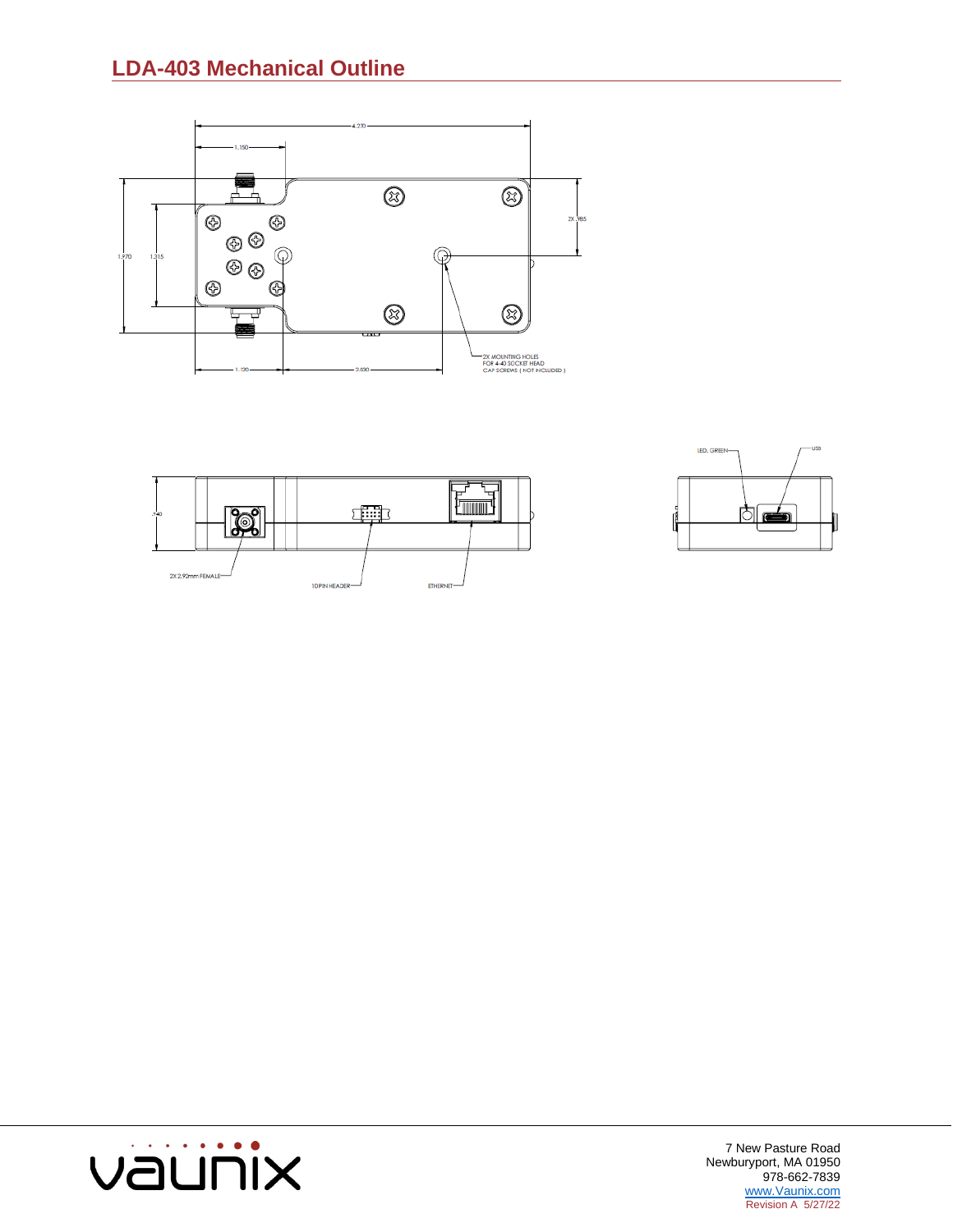## LDA-403 Mechanical Outline

4.270

1.150

1.970

1.215

2X .985

1.120

2.030

2X MOUNTING HOLES
FOR 4-40 SOCKET HEAD
CAP SCREWS ( NOT INCLUDED )

.540

2X 2.92mm FEMALE

10 PIN HEADER

ETHERNET

LED, GREEN

USB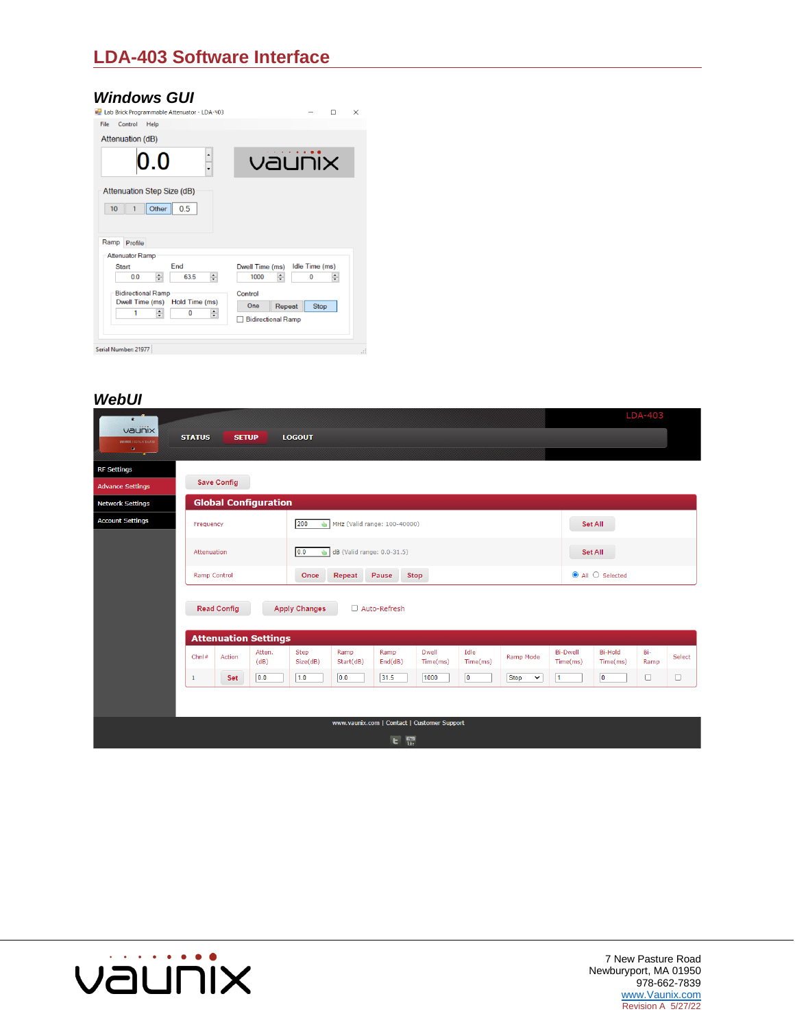# LDA-403 Software Interface

## Windows GUI

## WebUI